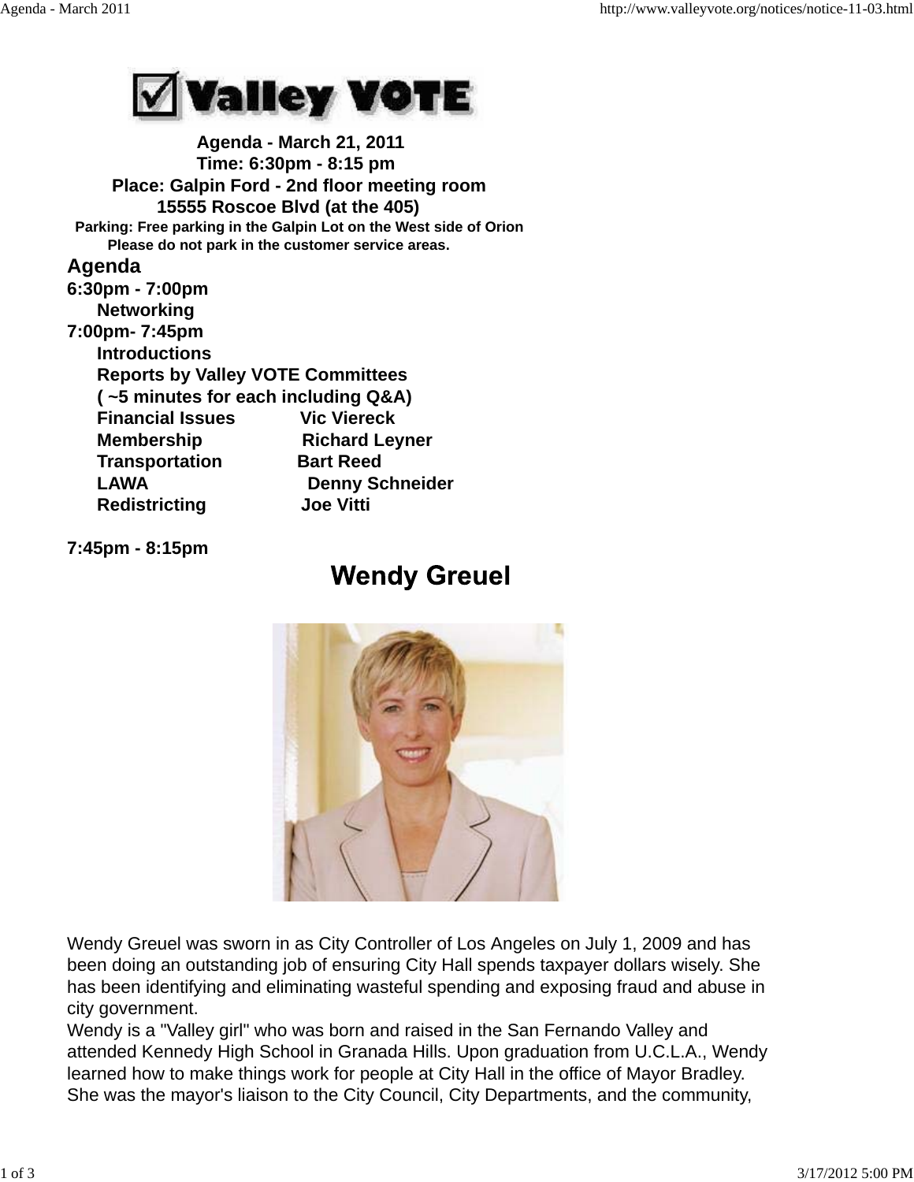# Valley VOTE

**Agenda - March 21, 2011**
**Time: 6:30pm - 8:15 pm**
**Place: Galpin Ford - 2nd floor meeting room**
**15555 Roscoe Blvd (at the 405)**
**Parking: Free parking in the Galpin Lot on the West side of Orion**
**Please do not park in the customer service areas.**

## Agenda

**6:30pm - 7:00pm**
**Networking**

**7:00pm- 7:45pm**
**Introductions**
**Reports by Valley VOTE Committees**
**( ~5 minutes for each including Q&A)**

| | |
|---|---|
| **Financial Issues** | **Vic Viereck** |
| **Membership** | **Richard Leyner** |
| **Transportation** | **Bart Reed** |
| **LAWA** | **Denny Schneider** |
| **Redistricting** | **Joe Vitti** |

**7:45pm - 8:15pm**

## Wendy Greuel

Wendy Greuel was sworn in as City Controller of Los Angeles on July 1, 2009 and has been doing an outstanding job of ensuring City Hall spends taxpayer dollars wisely. She has been identifying and eliminating wasteful spending and exposing fraud and abuse in city government.
Wendy is a "Valley girl" who was born and raised in the San Fernando Valley and attended Kennedy High School in Granada Hills. Upon graduation from U.C.L.A., Wendy learned how to make things work for people at City Hall in the office of Mayor Bradley. She was the mayor's liaison to the City Council, City Departments, and the community,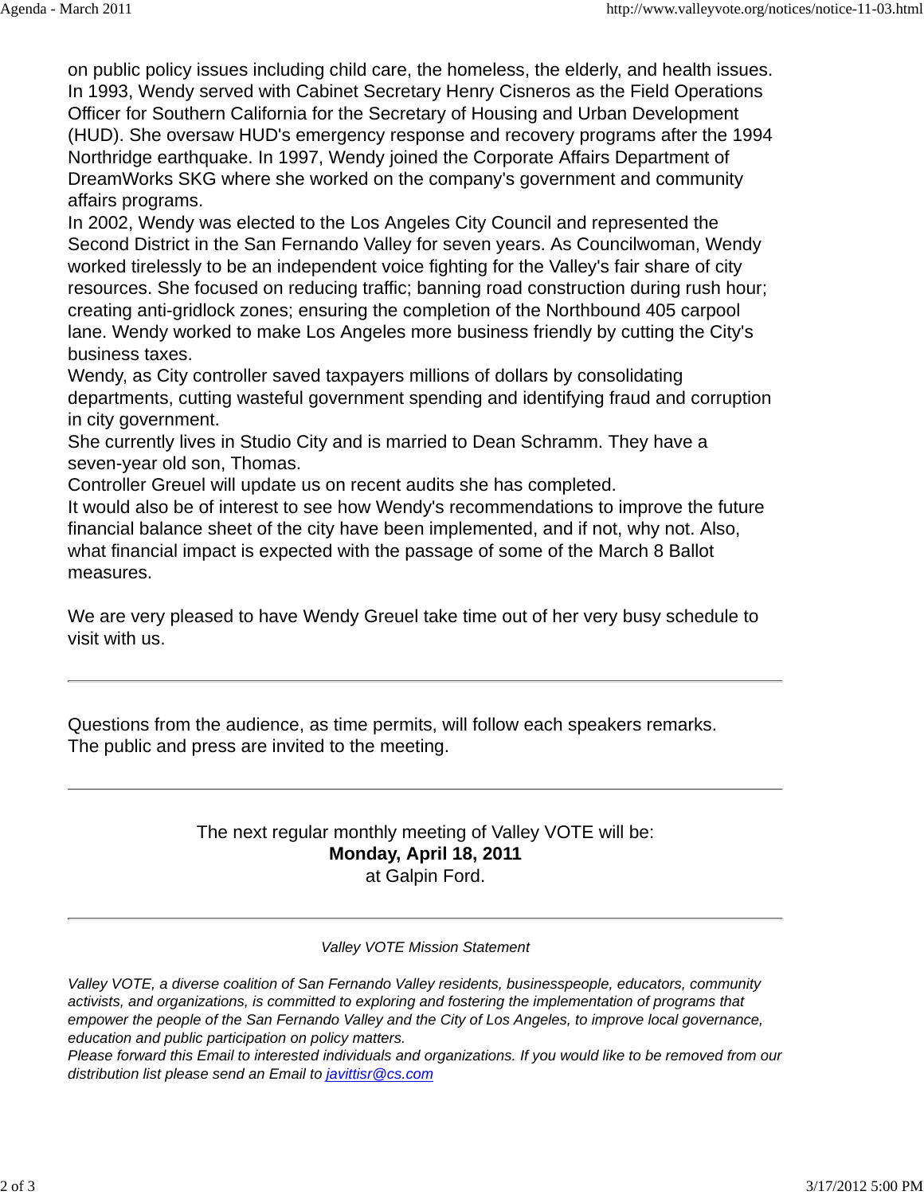on public policy issues including child care, the homeless, the elderly, and health issues. In 1993, Wendy served with Cabinet Secretary Henry Cisneros as the Field Operations Officer for Southern California for the Secretary of Housing and Urban Development (HUD). She oversaw HUD's emergency response and recovery programs after the 1994 Northridge earthquake. In 1997, Wendy joined the Corporate Affairs Department of DreamWorks SKG where she worked on the company's government and community affairs programs.

In 2002, Wendy was elected to the Los Angeles City Council and represented the Second District in the San Fernando Valley for seven years. As Councilwoman, Wendy worked tirelessly to be an independent voice fighting for the Valley's fair share of city resources. She focused on reducing traffic; banning road construction during rush hour; creating anti-gridlock zones; ensuring the completion of the Northbound 405 carpool lane. Wendy worked to make Los Angeles more business friendly by cutting the City's business taxes.

Wendy, as City controller saved taxpayers millions of dollars by consolidating departments, cutting wasteful government spending and identifying fraud and corruption in city government.

She currently lives in Studio City and is married to Dean Schramm. They have a seven-year old son, Thomas.

Controller Greuel will update us on recent audits she has completed.

It would also be of interest to see how Wendy's recommendations to improve the future financial balance sheet of the city have been implemented, and if not, why not. Also, what financial impact is expected with the passage of some of the March 8 Ballot measures.

We are very pleased to have Wendy Greuel take time out of her very busy schedule to visit with us.

---

Questions from the audience, as time permits, will follow each speakers remarks.
The public and press are invited to the meeting.

---

The next regular monthly meeting of Valley VOTE will be:
**Monday, April 18, 2011**
at Galpin Ford.

---

*Valley VOTE Mission Statement*

*Valley VOTE, a diverse coalition of San Fernando Valley residents, businesspeople, educators, community activists, and organizations, is committed to exploring and fostering the implementation of programs that empower the people of the San Fernando Valley and the City of Los Angeles, to improve local governance, education and public participation on policy matters.*

*Please forward this Email to interested individuals and organizations. If you would like to be removed from our distribution list please send an Email to javittisr@cs.com*